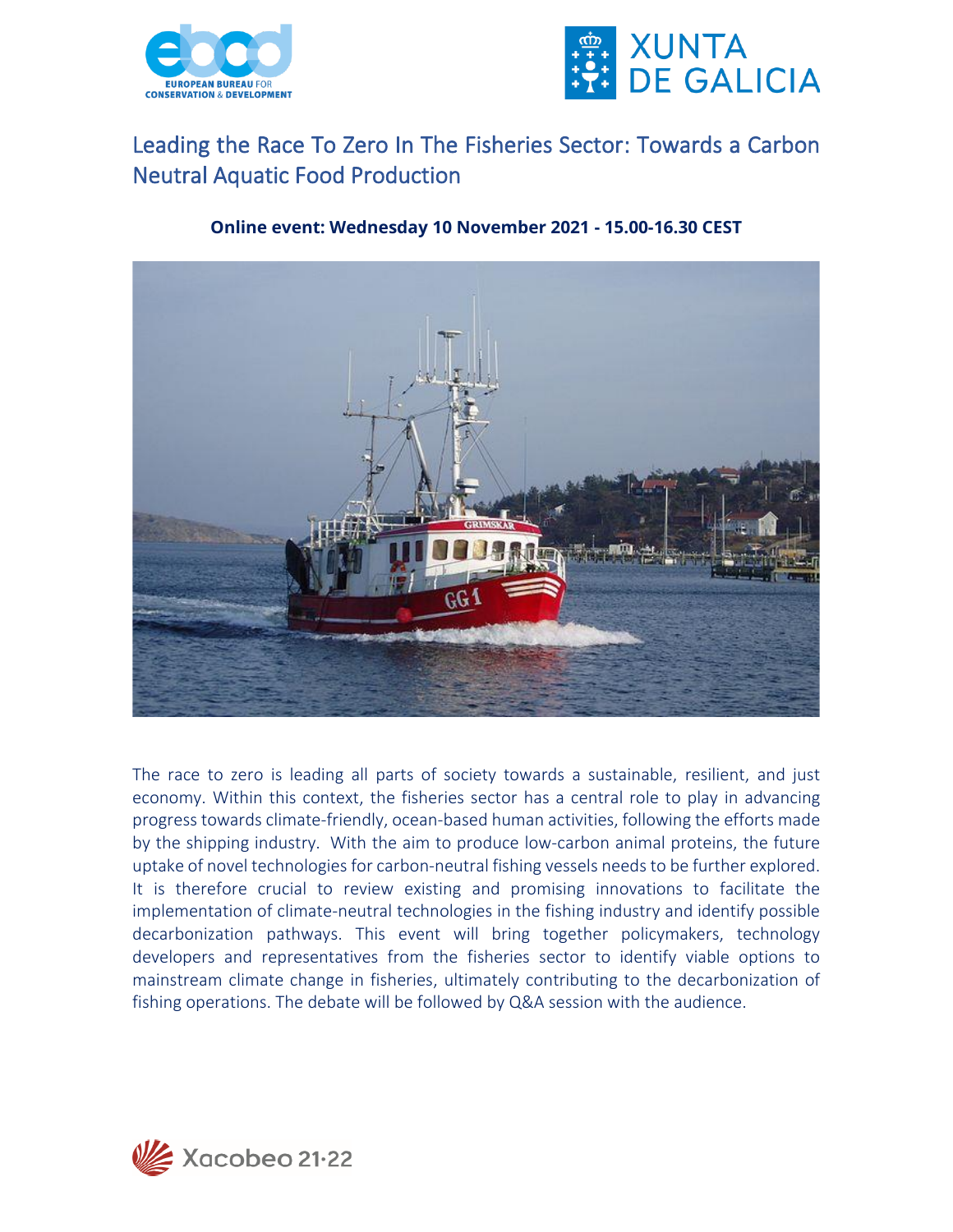# Leading the Race To Zero In The Fisheries Sector: Towards a Carbon Neutral Aquatic Food Production

**Online event: Wednesday 10 November 2021 - 15.00-16.30 CEST**

The race to zero is leading all parts of society towards a sustainable, resilient, and just economy. Within this context, the fisheries sector has a central role to play in advancing progress towards climate-friendly, ocean-based human activities, following the efforts made by the shipping industry. With the aim to produce low-carbon animal proteins, the future uptake of novel technologies for carbon-neutral fishing vessels needs to be further explored. It is therefore crucial to review existing and promising innovations to facilitate the implementation of climate-neutral technologies in the fishing industry and identify possible decarbonization pathways. This event will bring together policymakers, technology developers and representatives from the fisheries sector to identify viable options to mainstream climate change in fisheries, ultimately contributing to the decarbonization of fishing operations. The debate will be followed by Q&A session with the audience.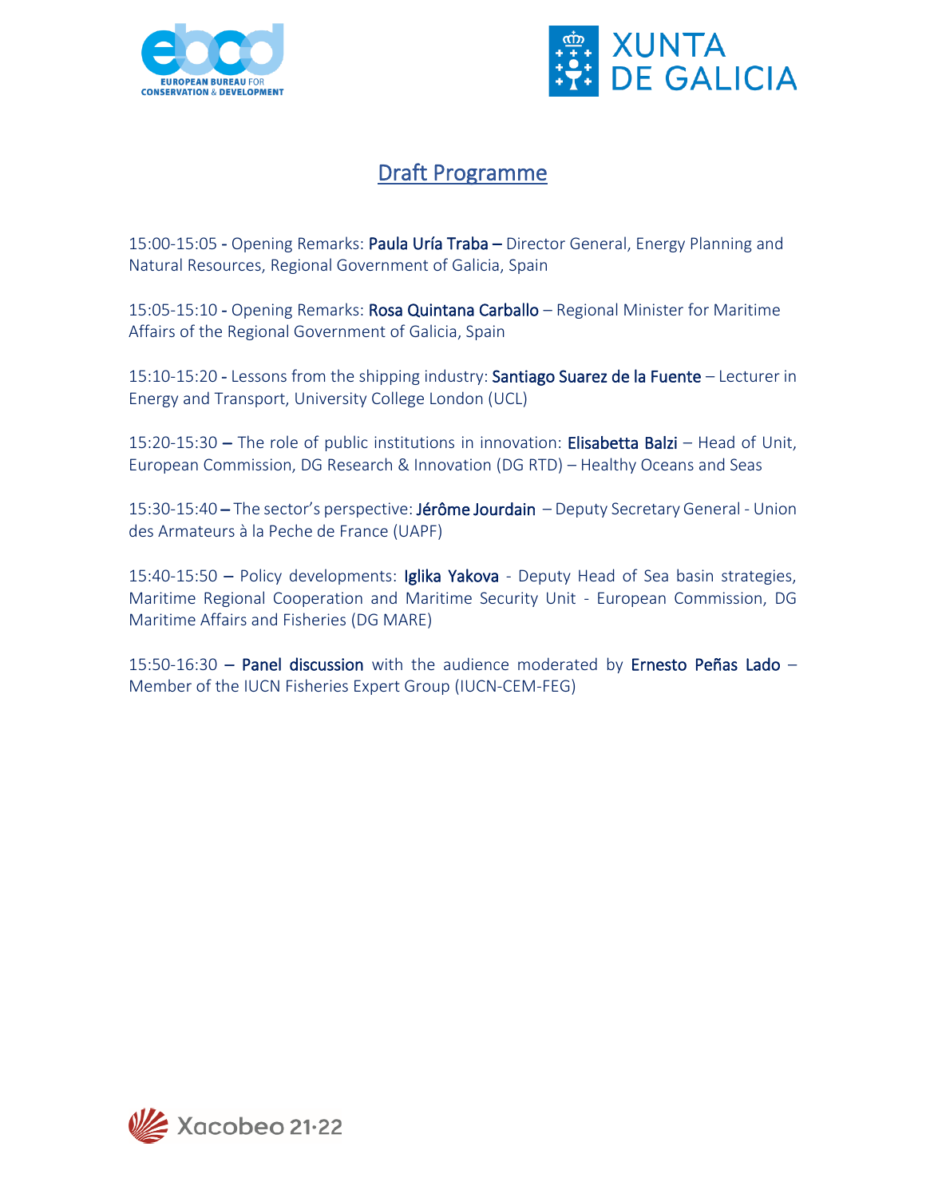## Draft Programme

15:00-15:05 - Opening Remarks: **Paula Uría Traba –** Director General, Energy Planning and Natural Resources, Regional Government of Galicia, Spain

15:05-15:10 - Opening Remarks: **Rosa Quintana Carballo** – Regional Minister for Maritime Affairs of the Regional Government of Galicia, Spain

15:10-15:20 - Lessons from the shipping industry: **Santiago Suarez de la Fuente** – Lecturer in Energy and Transport, University College London (UCL)

15:20-15:30 – The role of public institutions in innovation: **Elisabetta Balzi** – Head of Unit, European Commission, DG Research & Innovation (DG RTD) – Healthy Oceans and Seas

15:30-15:40 – The sector's perspective: **Jérôme Jourdain** – Deputy Secretary General - Union des Armateurs à la Peche de France (UAPF)

15:40-15:50 – Policy developments: **Iglika Yakova** - Deputy Head of Sea basin strategies, Maritime Regional Cooperation and Maritime Security Unit - European Commission, DG Maritime Affairs and Fisheries (DG MARE)

15:50-16:30 – **Panel discussion** with the audience moderated by **Ernesto Peñas Lado** – Member of the IUCN Fisheries Expert Group (IUCN-CEM-FEG)